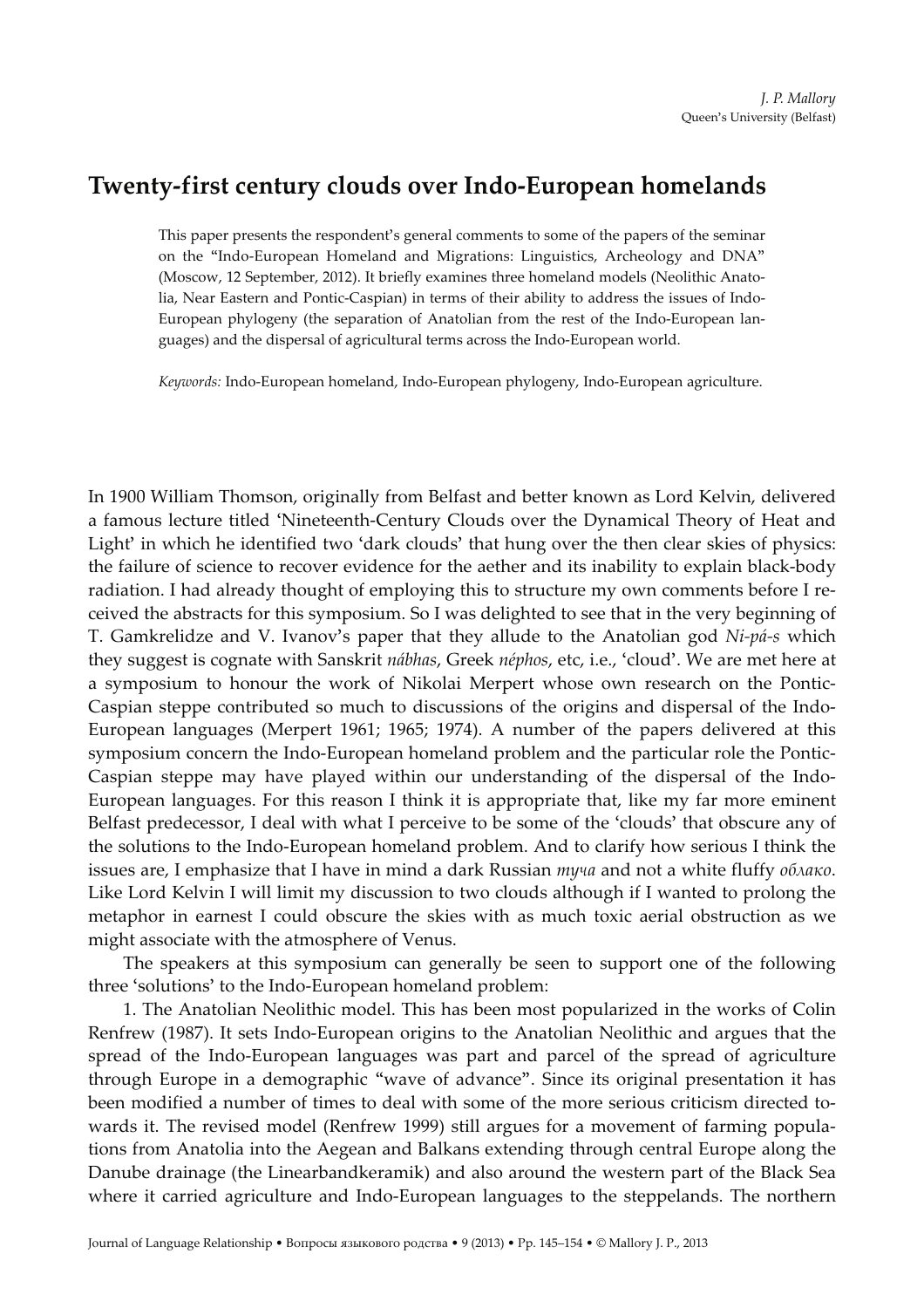J. P. Mallory
Queen's University (Belfast)

# Twenty-first century clouds over Indo-European homelands

This paper presents the respondent's general comments to some of the papers of the seminar on the "Indo-European Homeland and Migrations: Linguistics, Archeology and DNA" (Moscow, 12 September, 2012). It briefly examines three homeland models (Neolithic Anatolia, Near Eastern and Pontic-Caspian) in terms of their ability to address the issues of Indo-European phylogeny (the separation of Anatolian from the rest of the Indo-European languages) and the dispersal of agricultural terms across the Indo-European world.

*Keywords:* Indo-European homeland, Indo-European phylogeny, Indo-European agriculture.

In 1900 William Thomson, originally from Belfast and better known as Lord Kelvin, delivered a famous lecture titled 'Nineteenth-Century Clouds over the Dynamical Theory of Heat and Light' in which he identified two 'dark clouds' that hung over the then clear skies of physics: the failure of science to recover evidence for the aether and its inability to explain black-body radiation. I had already thought of employing this to structure my own comments before I received the abstracts for this symposium. So I was delighted to see that in the very beginning of T. Gamkrelidze and V. Ivanov's paper that they allude to the Anatolian god *Ni-pá-s* which they suggest is cognate with Sanskrit *nábhas*, Greek *néphos*, etc, i.e., 'cloud'. We are met here at a symposium to honour the work of Nikolai Merpert whose own research on the Pontic-Caspian steppe contributed so much to discussions of the origins and dispersal of the Indo-European languages (Merpert 1961; 1965; 1974). A number of the papers delivered at this symposium concern the Indo-European homeland problem and the particular role the Pontic-Caspian steppe may have played within our understanding of the dispersal of the Indo-European languages. For this reason I think it is appropriate that, like my far more eminent Belfast predecessor, I deal with what I perceive to be some of the 'clouds' that obscure any of the solutions to the Indo-European homeland problem. And to clarify how serious I think the issues are, I emphasize that I have in mind a dark Russian *туча* and not a white fluffy *облако*. Like Lord Kelvin I will limit my discussion to two clouds although if I wanted to prolong the metaphor in earnest I could obscure the skies with as much toxic aerial obstruction as we might associate with the atmosphere of Venus.

The speakers at this symposium can generally be seen to support one of the following three 'solutions' to the Indo-European homeland problem:

1. The Anatolian Neolithic model. This has been most popularized in the works of Colin Renfrew (1987). It sets Indo-European origins to the Anatolian Neolithic and argues that the spread of the Indo-European languages was part and parcel of the spread of agriculture through Europe in a demographic "wave of advance". Since its original presentation it has been modified a number of times to deal with some of the more serious criticism directed towards it. The revised model (Renfrew 1999) still argues for a movement of farming populations from Anatolia into the Aegean and Balkans extending through central Europe along the Danube drainage (the Linearbandkeramik) and also around the western part of the Black Sea where it carried agriculture and Indo-European languages to the steppelands. The northern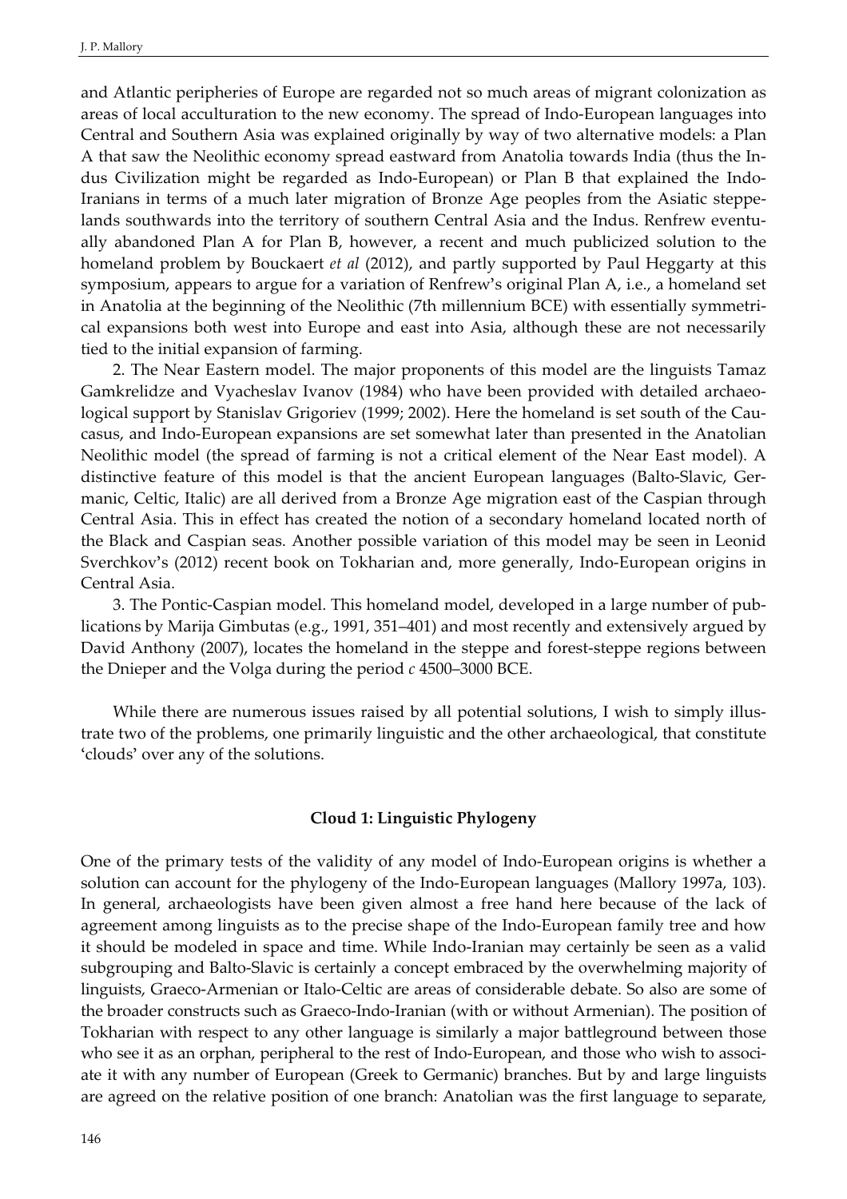and Atlantic peripheries of Europe are regarded not so much areas of migrant colonization as areas of local acculturation to the new economy. The spread of Indo-European languages into Central and Southern Asia was explained originally by way of two alternative models: a Plan A that saw the Neolithic economy spread eastward from Anatolia towards India (thus the Indus Civilization might be regarded as Indo-European) or Plan B that explained the Indo-Iranians in terms of a much later migration of Bronze Age peoples from the Asiatic steppelands southwards into the territory of southern Central Asia and the Indus. Renfrew eventually abandoned Plan A for Plan B, however, a recent and much publicized solution to the homeland problem by Bouckaert *et al* (2012), and partly supported by Paul Heggarty at this symposium, appears to argue for a variation of Renfrew's original Plan A, i.e., a homeland set in Anatolia at the beginning of the Neolithic (7th millennium BCE) with essentially symmetrical expansions both west into Europe and east into Asia, although these are not necessarily tied to the initial expansion of farming.

2. The Near Eastern model. The major proponents of this model are the linguists Tamaz Gamkrelidze and Vyacheslav Ivanov (1984) who have been provided with detailed archaeological support by Stanislav Grigoriev (1999; 2002). Here the homeland is set south of the Caucasus, and Indo-European expansions are set somewhat later than presented in the Anatolian Neolithic model (the spread of farming is not a critical element of the Near East model). A distinctive feature of this model is that the ancient European languages (Balto-Slavic, Germanic, Celtic, Italic) are all derived from a Bronze Age migration east of the Caspian through Central Asia. This in effect has created the notion of a secondary homeland located north of the Black and Caspian seas. Another possible variation of this model may be seen in Leonid Sverchkov's (2012) recent book on Tokharian and, more generally, Indo-European origins in Central Asia.

3. The Pontic-Caspian model. This homeland model, developed in a large number of publications by Marija Gimbutas (e.g., 1991, 351–401) and most recently and extensively argued by David Anthony (2007), locates the homeland in the steppe and forest-steppe regions between the Dnieper and the Volga during the period *c* 4500–3000 BCE.

While there are numerous issues raised by all potential solutions, I wish to simply illustrate two of the problems, one primarily linguistic and the other archaeological, that constitute 'clouds' over any of the solutions.

## Cloud 1: Linguistic Phylogeny

One of the primary tests of the validity of any model of Indo-European origins is whether a solution can account for the phylogeny of the Indo-European languages (Mallory 1997a, 103). In general, archaeologists have been given almost a free hand here because of the lack of agreement among linguists as to the precise shape of the Indo-European family tree and how it should be modeled in space and time. While Indo-Iranian may certainly be seen as a valid subgrouping and Balto-Slavic is certainly a concept embraced by the overwhelming majority of linguists, Graeco-Armenian or Italo-Celtic are areas of considerable debate. So also are some of the broader constructs such as Graeco-Indo-Iranian (with or without Armenian). The position of Tokharian with respect to any other language is similarly a major battleground between those who see it as an orphan, peripheral to the rest of Indo-European, and those who wish to associate it with any number of European (Greek to Germanic) branches. But by and large linguists are agreed on the relative position of one branch: Anatolian was the first language to separate,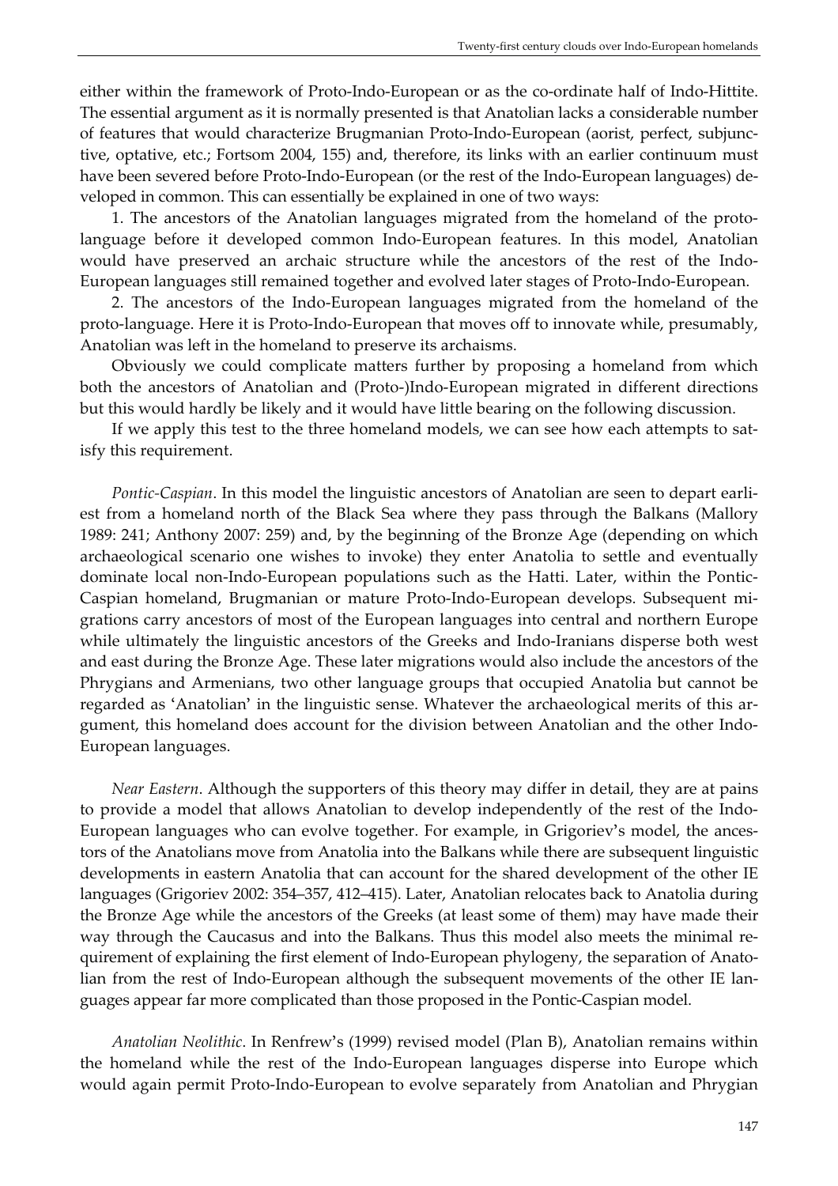either within the framework of Proto-Indo-European or as the co-ordinate half of Indo-Hittite. The essential argument as it is normally presented is that Anatolian lacks a considerable number of features that would characterize Brugmanian Proto-Indo-European (aorist, perfect, subjunctive, optative, etc.; Fortsom 2004, 155) and, therefore, its links with an earlier continuum must have been severed before Proto-Indo-European (or the rest of the Indo-European languages) developed in common. This can essentially be explained in one of two ways:

1. The ancestors of the Anatolian languages migrated from the homeland of the proto-language before it developed common Indo-European features. In this model, Anatolian would have preserved an archaic structure while the ancestors of the rest of the Indo-European languages still remained together and evolved later stages of Proto-Indo-European.

2. The ancestors of the Indo-European languages migrated from the homeland of the proto-language. Here it is Proto-Indo-European that moves off to innovate while, presumably, Anatolian was left in the homeland to preserve its archaisms.

Obviously we could complicate matters further by proposing a homeland from which both the ancestors of Anatolian and (Proto-)Indo-European migrated in different directions but this would hardly be likely and it would have little bearing on the following discussion.

If we apply this test to the three homeland models, we can see how each attempts to satisfy this requirement.

*Pontic-Caspian*. In this model the linguistic ancestors of Anatolian are seen to depart earliest from a homeland north of the Black Sea where they pass through the Balkans (Mallory 1989: 241; Anthony 2007: 259) and, by the beginning of the Bronze Age (depending on which archaeological scenario one wishes to invoke) they enter Anatolia to settle and eventually dominate local non-Indo-European populations such as the Hatti. Later, within the Pontic-Caspian homeland, Brugmanian or mature Proto-Indo-European develops. Subsequent migrations carry ancestors of most of the European languages into central and northern Europe while ultimately the linguistic ancestors of the Greeks and Indo-Iranians disperse both west and east during the Bronze Age. These later migrations would also include the ancestors of the Phrygians and Armenians, two other language groups that occupied Anatolia but cannot be regarded as 'Anatolian' in the linguistic sense. Whatever the archaeological merits of this argument, this homeland does account for the division between Anatolian and the other Indo-European languages.

*Near Eastern*. Although the supporters of this theory may differ in detail, they are at pains to provide a model that allows Anatolian to develop independently of the rest of the Indo-European languages who can evolve together. For example, in Grigoriev's model, the ancestors of the Anatolians move from Anatolia into the Balkans while there are subsequent linguistic developments in eastern Anatolia that can account for the shared development of the other IE languages (Grigoriev 2002: 354–357, 412–415). Later, Anatolian relocates back to Anatolia during the Bronze Age while the ancestors of the Greeks (at least some of them) may have made their way through the Caucasus and into the Balkans. Thus this model also meets the minimal requirement of explaining the first element of Indo-European phylogeny, the separation of Anatolian from the rest of Indo-European although the subsequent movements of the other IE languages appear far more complicated than those proposed in the Pontic-Caspian model.

*Anatolian Neolithic*. In Renfrew's (1999) revised model (Plan B), Anatolian remains within the homeland while the rest of the Indo-European languages disperse into Europe which would again permit Proto-Indo-European to evolve separately from Anatolian and Phrygian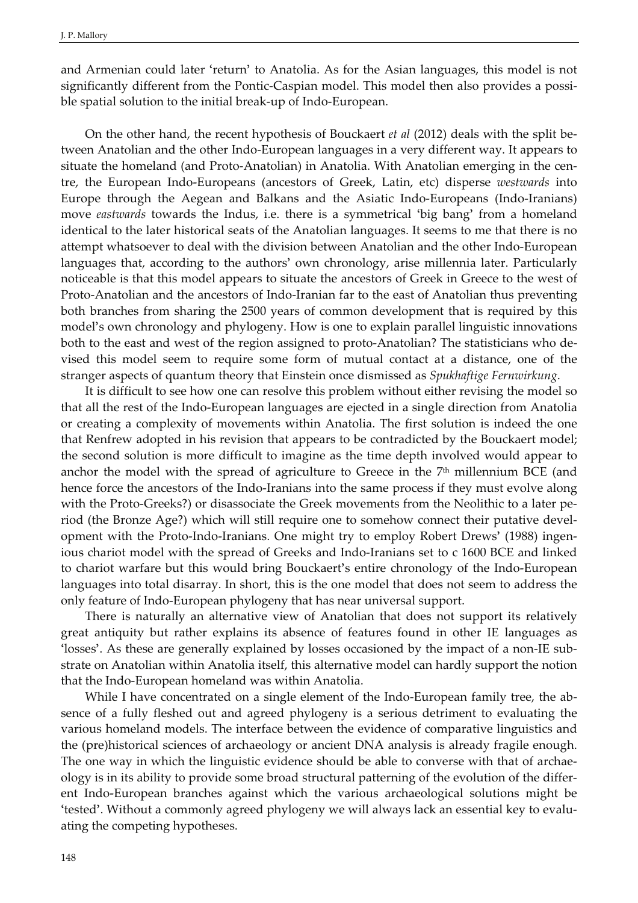and Armenian could later 'return' to Anatolia. As for the Asian languages, this model is not significantly different from the Pontic-Caspian model. This model then also provides a possible spatial solution to the initial break-up of Indo-European.

On the other hand, the recent hypothesis of Bouckaert *et al* (2012) deals with the split between Anatolian and the other Indo-European languages in a very different way. It appears to situate the homeland (and Proto-Anatolian) in Anatolia. With Anatolian emerging in the centre, the European Indo-Europeans (ancestors of Greek, Latin, etc) disperse *westwards* into Europe through the Aegean and Balkans and the Asiatic Indo-Europeans (Indo-Iranians) move *eastwards* towards the Indus, i.e. there is a symmetrical 'big bang' from a homeland identical to the later historical seats of the Anatolian languages. It seems to me that there is no attempt whatsoever to deal with the division between Anatolian and the other Indo-European languages that, according to the authors' own chronology, arise millennia later. Particularly noticeable is that this model appears to situate the ancestors of Greek in Greece to the west of Proto-Anatolian and the ancestors of Indo-Iranian far to the east of Anatolian thus preventing both branches from sharing the 2500 years of common development that is required by this model's own chronology and phylogeny. How is one to explain parallel linguistic innovations both to the east and west of the region assigned to proto-Anatolian? The statisticians who devised this model seem to require some form of mutual contact at a distance, one of the stranger aspects of quantum theory that Einstein once dismissed as *Spukhaftige Fernwirkung*.

It is difficult to see how one can resolve this problem without either revising the model so that all the rest of the Indo-European languages are ejected in a single direction from Anatolia or creating a complexity of movements within Anatolia. The first solution is indeed the one that Renfrew adopted in his revision that appears to be contradicted by the Bouckaert model; the second solution is more difficult to imagine as the time depth involved would appear to anchor the model with the spread of agriculture to Greece in the 7th millennium BCE (and hence force the ancestors of the Indo-Iranians into the same process if they must evolve along with the Proto-Greeks?) or disassociate the Greek movements from the Neolithic to a later period (the Bronze Age?) which will still require one to somehow connect their putative development with the Proto-Indo-Iranians. One might try to employ Robert Drews' (1988) ingenious chariot model with the spread of Greeks and Indo-Iranians set to c 1600 BCE and linked to chariot warfare but this would bring Bouckaert's entire chronology of the Indo-European languages into total disarray. In short, this is the one model that does not seem to address the only feature of Indo-European phylogeny that has near universal support.

There is naturally an alternative view of Anatolian that does not support its relatively great antiquity but rather explains its absence of features found in other IE languages as 'losses'. As these are generally explained by losses occasioned by the impact of a non-IE substrate on Anatolian within Anatolia itself, this alternative model can hardly support the notion that the Indo-European homeland was within Anatolia.

While I have concentrated on a single element of the Indo-European family tree, the absence of a fully fleshed out and agreed phylogeny is a serious detriment to evaluating the various homeland models. The interface between the evidence of comparative linguistics and the (pre)historical sciences of archaeology or ancient DNA analysis is already fragile enough. The one way in which the linguistic evidence should be able to converse with that of archaeology is in its ability to provide some broad structural patterning of the evolution of the different Indo-European branches against which the various archaeological solutions might be 'tested'. Without a commonly agreed phylogeny we will always lack an essential key to evaluating the competing hypotheses.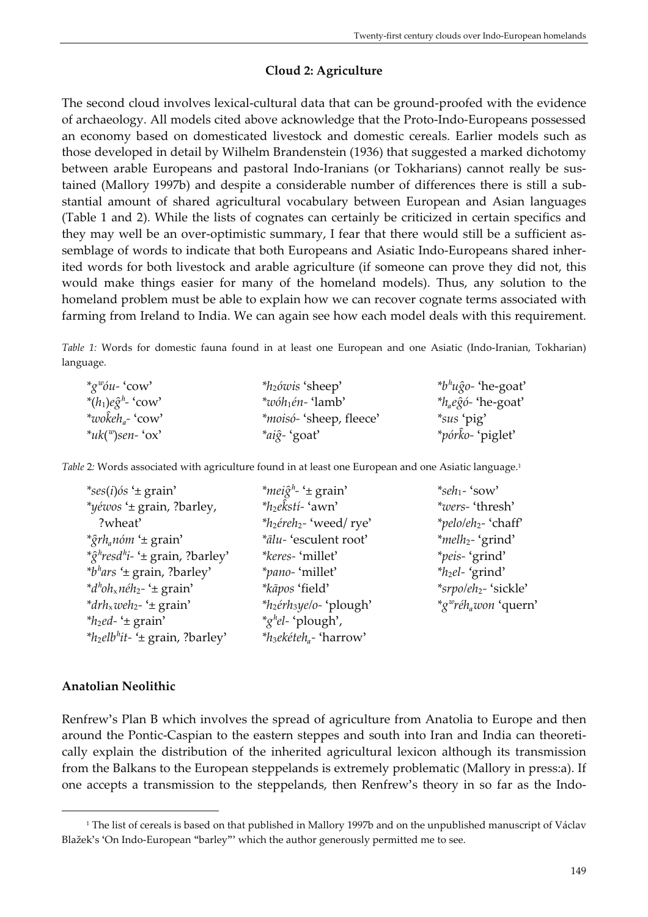### Cloud 2: Agriculture

The second cloud involves lexical-cultural data that can be ground-proofed with the evidence of archaeology. All models cited above acknowledge that the Proto-Indo-Europeans possessed an economy based on domesticated livestock and domestic cereals. Earlier models such as those developed in detail by Wilhelm Brandenstein (1936) that suggested a marked dichotomy between arable Europeans and pastoral Indo-Iranians (or Tokharians) cannot really be sustained (Mallory 1997b) and despite a considerable number of differences there is still a substantial amount of shared agricultural vocabulary between European and Asian languages (Table 1 and 2). While the lists of cognates can certainly be criticized in certain specifics and they may well be an over-optimistic summary, I fear that there would still be a sufficient assemblage of words to indicate that both Europeans and Asiatic Indo-Europeans shared inherited words for both livestock and arable agriculture (if someone can prove they did not, this would make things easier for many of the homeland models). Thus, any solution to the homeland problem must be able to explain how we can recover cognate terms associated with farming from Ireland to India. We can again see how each model deals with this requirement.

*Table 1:* Words for domestic fauna found in at least one European and one Asiatic (Indo-Iranian, Tokharian) language.

| | | |
|---|---|---|
| *\*gʷóu-* 'cow' | *\*h₂ówis* 'sheep' | *\*bʰuĝo-* 'he-goat' |
| *\*(h₁)eĝʰ-* 'cow' | *\*wóh₁én-* 'lamb' | *\*hₐeĝó-* 'he-goat' |
| *\*wokehₐ-* 'cow' | *\*moisó-* 'sheep, fleece' | *\*sus* 'pig' |
| *\*uk(ʷ)sen-* 'ox' | *\*aiĝ-* 'goat' | *\*pórko-* 'piglet' |

*Table 2:* Words associated with agriculture found in at least one European and one Asiatic language.[1]

| | | |
|---|---|---|
| *\*ses(i)ós* '± grain' | *\*meiĝʰ-* '± grain' | *\*seh₁-* 'sow' |
| *\*yéwos* '± grain, ?barley, ?wheat' | *\*h₂ekstí-* 'awn' | *\*wers-* 'thresh' |
| *\*ĝrhₐnóm* '± grain' | *\*h₂éreh₂-* 'weed/ rye' | *\*pelo/eh₂-* 'chaff' |
| *\*ĝʰresdʰi-* '± grain, ?barley' | *\*ālu-* 'esculent root' | *\*melh₂-* 'grind' |
| *\*bʰars* '± grain, ?barley' | *\*keres-* 'millet' | *\*peis-* 'grind' |
| *\*dʰohₓnéh₂-* '± grain' | *\*pano-* 'millet' | *\*h₂el-* 'grind' |
| *\*drhₓweh₂-* '± grain' | *\*kāpos* 'field' | *\*srpo/eh₂-* 'sickle' |
| *\*h₂ed-* '± grain' | *\*h₂érh₃ye/o-* 'plough' | *\*gʷréhₐwon* 'quern' |
| *\*h₂elbʰit-* '± grain, ?barley' | *\*gʰel-* 'plough', | |
| | *\*h₃ekétehₐ-* 'harrow' | |

### Anatolian Neolithic

Renfrew's Plan B which involves the spread of agriculture from Anatolia to Europe and then around the Pontic-Caspian to the eastern steppes and south into Iran and India can theoretically explain the distribution of the inherited agricultural lexicon although its transmission from the Balkans to the European steppelands is extremely problematic (Mallory in press:a). If one accepts a transmission to the steppelands, then Renfrew's theory in so far as the Indo-

[1] The list of cereals is based on that published in Mallory 1997b and on the unpublished manuscript of Václav Blažek's 'On Indo-European "barley"' which the author generously permitted me to see.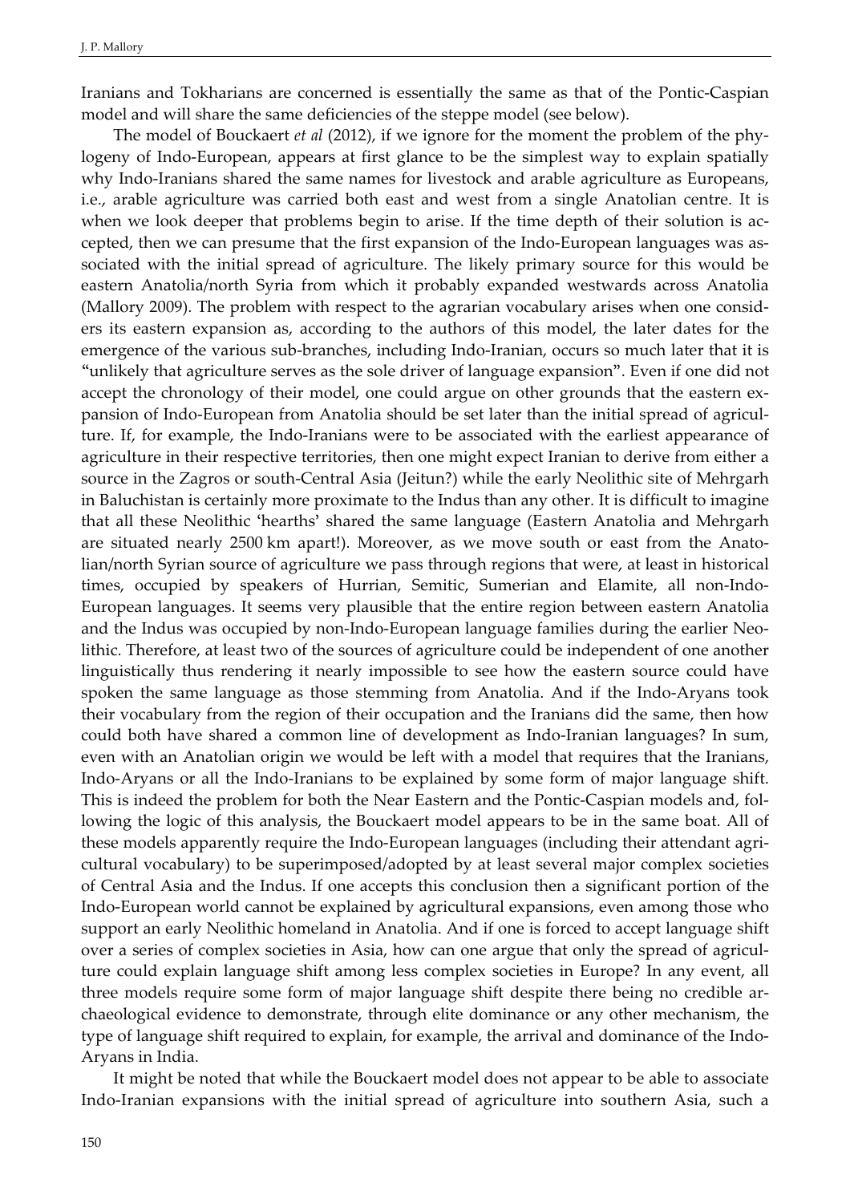Iranians and Tokharians are concerned is essentially the same as that of the Pontic-Caspian model and will share the same deficiencies of the steppe model (see below).

The model of Bouckaert *et al* (2012), if we ignore for the moment the problem of the phylogeny of Indo-European, appears at first glance to be the simplest way to explain spatially why Indo-Iranians shared the same names for livestock and arable agriculture as Europeans, i.e., arable agriculture was carried both east and west from a single Anatolian centre. It is when we look deeper that problems begin to arise. If the time depth of their solution is accepted, then we can presume that the first expansion of the Indo-European languages was associated with the initial spread of agriculture. The likely primary source for this would be eastern Anatolia/north Syria from which it probably expanded westwards across Anatolia (Mallory 2009). The problem with respect to the agrarian vocabulary arises when one considers its eastern expansion as, according to the authors of this model, the later dates for the emergence of the various sub-branches, including Indo-Iranian, occurs so much later that it is "unlikely that agriculture serves as the sole driver of language expansion". Even if one did not accept the chronology of their model, one could argue on other grounds that the eastern expansion of Indo-European from Anatolia should be set later than the initial spread of agriculture. If, for example, the Indo-Iranians were to be associated with the earliest appearance of agriculture in their respective territories, then one might expect Iranian to derive from either a source in the Zagros or south-Central Asia (Jeitun?) while the early Neolithic site of Mehrgarh in Baluchistan is certainly more proximate to the Indus than any other. It is difficult to imagine that all these Neolithic 'hearths' shared the same language (Eastern Anatolia and Mehrgarh are situated nearly 2500 km apart!). Moreover, as we move south or east from the Anatolian/north Syrian source of agriculture we pass through regions that were, at least in historical times, occupied by speakers of Hurrian, Semitic, Sumerian and Elamite, all non-Indo-European languages. It seems very plausible that the entire region between eastern Anatolia and the Indus was occupied by non-Indo-European language families during the earlier Neolithic. Therefore, at least two of the sources of agriculture could be independent of one another linguistically thus rendering it nearly impossible to see how the eastern source could have spoken the same language as those stemming from Anatolia. And if the Indo-Aryans took their vocabulary from the region of their occupation and the Iranians did the same, then how could both have shared a common line of development as Indo-Iranian languages? In sum, even with an Anatolian origin we would be left with a model that requires that the Iranians, Indo-Aryans or all the Indo-Iranians to be explained by some form of major language shift. This is indeed the problem for both the Near Eastern and the Pontic-Caspian models and, following the logic of this analysis, the Bouckaert model appears to be in the same boat. All of these models apparently require the Indo-European languages (including their attendant agricultural vocabulary) to be superimposed/adopted by at least several major complex societies of Central Asia and the Indus. If one accepts this conclusion then a significant portion of the Indo-European world cannot be explained by agricultural expansions, even among those who support an early Neolithic homeland in Anatolia. And if one is forced to accept language shift over a series of complex societies in Asia, how can one argue that only the spread of agriculture could explain language shift among less complex societies in Europe? In any event, all three models require some form of major language shift despite there being no credible archaeological evidence to demonstrate, through elite dominance or any other mechanism, the type of language shift required to explain, for example, the arrival and dominance of the Indo-Aryans in India.

It might be noted that while the Bouckaert model does not appear to be able to associate Indo-Iranian expansions with the initial spread of agriculture into southern Asia, such a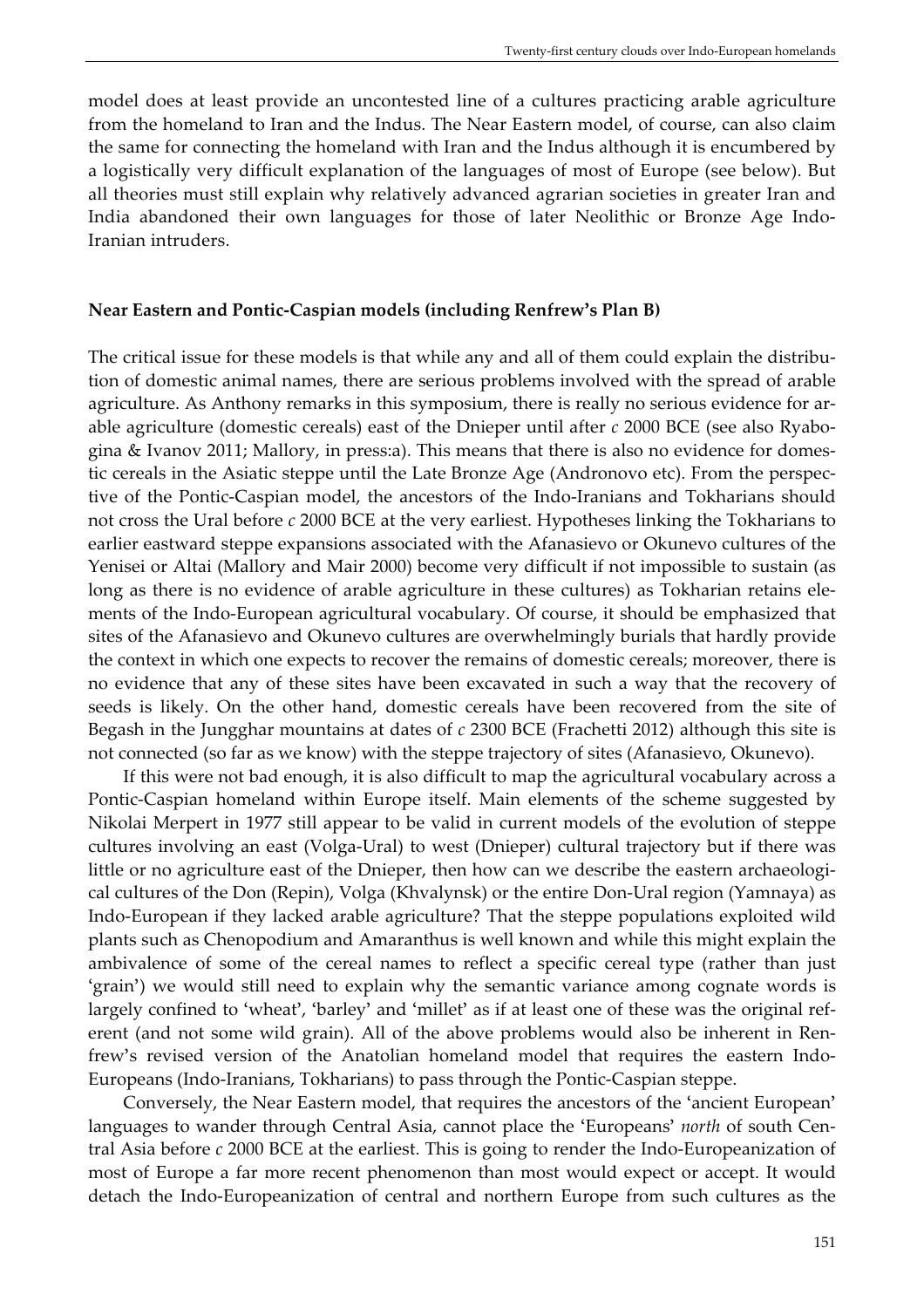model does at least provide an uncontested line of a cultures practicing arable agriculture from the homeland to Iran and the Indus. The Near Eastern model, of course, can also claim the same for connecting the homeland with Iran and the Indus although it is encumbered by a logistically very difficult explanation of the languages of most of Europe (see below). But all theories must still explain why relatively advanced agrarian societies in greater Iran and India abandoned their own languages for those of later Neolithic or Bronze Age Indo-Iranian intruders.

## Near Eastern and Pontic-Caspian models (including Renfrew's Plan B)

The critical issue for these models is that while any and all of them could explain the distribution of domestic animal names, there are serious problems involved with the spread of arable agriculture. As Anthony remarks in this symposium, there is really no serious evidence for arable agriculture (domestic cereals) east of the Dnieper until after *c* 2000 BCE (see also Ryabogina & Ivanov 2011; Mallory, in press:a). This means that there is also no evidence for domestic cereals in the Asiatic steppe until the Late Bronze Age (Andronovo etc). From the perspective of the Pontic-Caspian model, the ancestors of the Indo-Iranians and Tokharians should not cross the Ural before *c* 2000 BCE at the very earliest. Hypotheses linking the Tokharians to earlier eastward steppe expansions associated with the Afanasievo or Okunevo cultures of the Yenisei or Altai (Mallory and Mair 2000) become very difficult if not impossible to sustain (as long as there is no evidence of arable agriculture in these cultures) as Tokharian retains elements of the Indo-European agricultural vocabulary. Of course, it should be emphasized that sites of the Afanasievo and Okunevo cultures are overwhelmingly burials that hardly provide the context in which one expects to recover the remains of domestic cereals; moreover, there is no evidence that any of these sites have been excavated in such a way that the recovery of seeds is likely. On the other hand, domestic cereals have been recovered from the site of Begash in the Jungghar mountains at dates of *c* 2300 BCE (Frachetti 2012) although this site is not connected (so far as we know) with the steppe trajectory of sites (Afanasievo, Okunevo).

If this were not bad enough, it is also difficult to map the agricultural vocabulary across a Pontic-Caspian homeland within Europe itself. Main elements of the scheme suggested by Nikolai Merpert in 1977 still appear to be valid in current models of the evolution of steppe cultures involving an east (Volga-Ural) to west (Dnieper) cultural trajectory but if there was little or no agriculture east of the Dnieper, then how can we describe the eastern archaeological cultures of the Don (Repin), Volga (Khvalynsk) or the entire Don-Ural region (Yamnaya) as Indo-European if they lacked arable agriculture? That the steppe populations exploited wild plants such as Chenopodium and Amaranthus is well known and while this might explain the ambivalence of some of the cereal names to reflect a specific cereal type (rather than just 'grain') we would still need to explain why the semantic variance among cognate words is largely confined to 'wheat', 'barley' and 'millet' as if at least one of these was the original referent (and not some wild grain). All of the above problems would also be inherent in Renfrew's revised version of the Anatolian homeland model that requires the eastern Indo-Europeans (Indo-Iranians, Tokharians) to pass through the Pontic-Caspian steppe.

Conversely, the Near Eastern model, that requires the ancestors of the 'ancient European' languages to wander through Central Asia, cannot place the 'Europeans' *north* of south Central Asia before *c* 2000 BCE at the earliest. This is going to render the Indo-Europeanization of most of Europe a far more recent phenomenon than most would expect or accept. It would detach the Indo-Europeanization of central and northern Europe from such cultures as the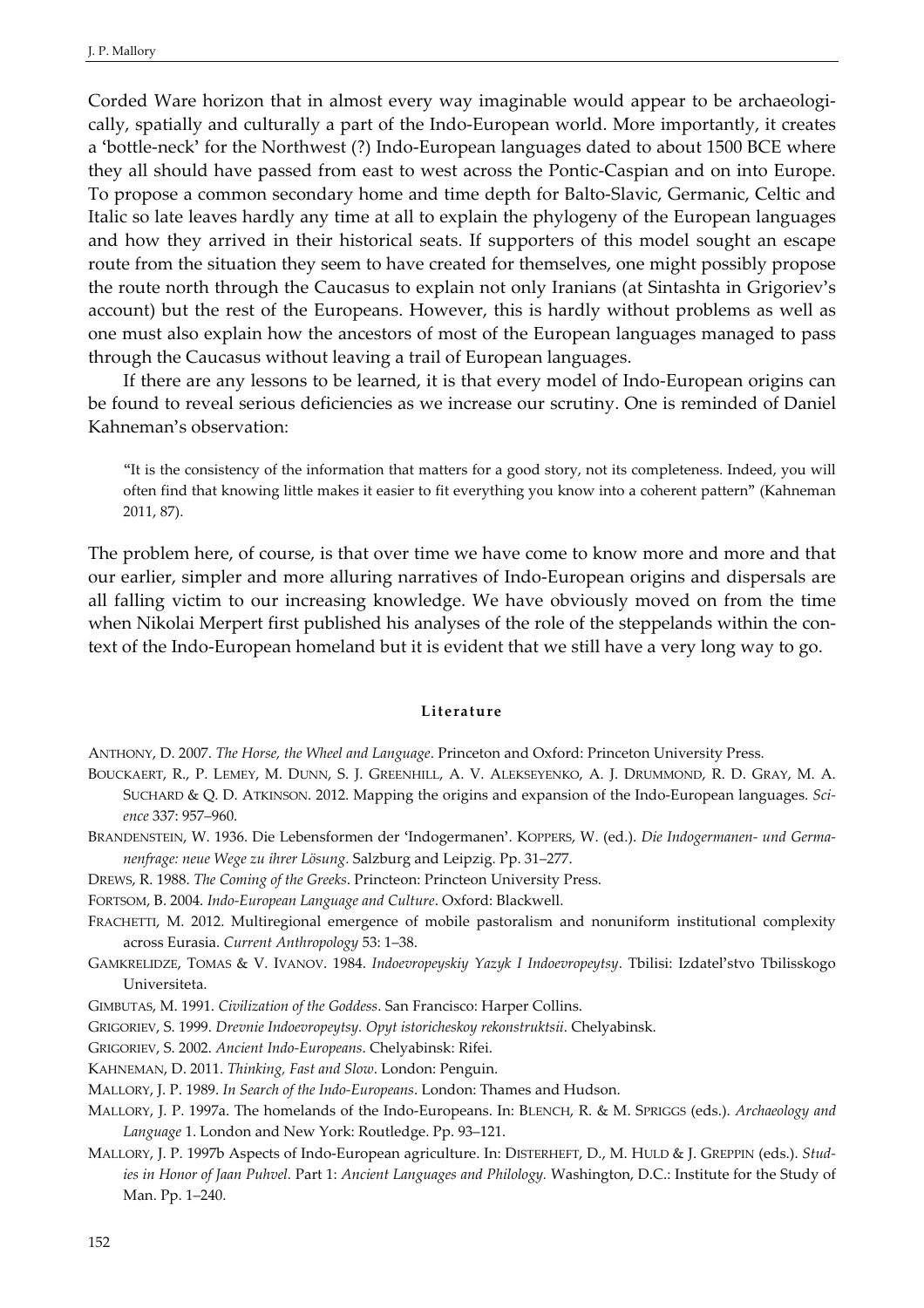Corded Ware horizon that in almost every way imaginable would appear to be archaeologically, spatially and culturally a part of the Indo-European world. More importantly, it creates a 'bottle-neck' for the Northwest (?) Indo-European languages dated to about 1500 BCE where they all should have passed from east to west across the Pontic-Caspian and on into Europe. To propose a common secondary home and time depth for Balto-Slavic, Germanic, Celtic and Italic so late leaves hardly any time at all to explain the phylogeny of the European languages and how they arrived in their historical seats. If supporters of this model sought an escape route from the situation they seem to have created for themselves, one might possibly propose the route north through the Caucasus to explain not only Iranians (at Sintashta in Grigoriev's account) but the rest of the Europeans. However, this is hardly without problems as well as one must also explain how the ancestors of most of the European languages managed to pass through the Caucasus without leaving a trail of European languages.

If there are any lessons to be learned, it is that every model of Indo-European origins can be found to reveal serious deficiencies as we increase our scrutiny. One is reminded of Daniel Kahneman's observation:

> "It is the consistency of the information that matters for a good story, not its completeness. Indeed, you will often find that knowing little makes it easier to fit everything you know into a coherent pattern" (Kahneman 2011, 87).

The problem here, of course, is that over time we have come to know more and more and that our earlier, simpler and more alluring narratives of Indo-European origins and dispersals are all falling victim to our increasing knowledge. We have obviously moved on from the time when Nikolai Merpert first published his analyses of the role of the steppelands within the context of the Indo-European homeland but it is evident that we still have a very long way to go.

## Literature

ANTHONY, D. 2007. *The Horse, the Wheel and Language*. Princeton and Oxford: Princeton University Press.

BOUCKAERT, R., P. LEMEY, M. DUNN, S. J. GREENHILL, A. V. ALEKSEYENKO, A. J. DRUMMOND, R. D. GRAY, M. A. SUCHARD & Q. D. ATKINSON. 2012. Mapping the origins and expansion of the Indo-European languages. *Science* 337: 957–960.

BRANDENSTEIN, W. 1936. Die Lebensformen der 'Indogermanen'. KOPPERS, W. (ed.). *Die Indogermanen- und Germanenfrage: neue Wege zu ihrer Lösung*. Salzburg and Leipzig. Pp. 31–277.

DREWS, R. 1988. *The Coming of the Greeks*. Princteon: Princteon University Press.

FORTSOM, B. 2004. *Indo-European Language and Culture*. Oxford: Blackwell.

FRACHETTI, M. 2012. Multiregional emergence of mobile pastoralism and nonuniform institutional complexity across Eurasia. *Current Anthropology* 53: 1–38.

GAMKRELIDZE, TOMAS & V. IVANOV. 1984. *Indoevropeyskiy Yazyk I Indoevropeytsy*. Tbilisi: Izdatel'stvo Tbilisskogo Universiteta.

GIMBUTAS, M. 1991. *Civilization of the Goddess*. San Francisco: Harper Collins.

GRIGORIEV, S. 1999. *Drevnie Indoevropeytsy. Opyt istoricheskoy rekonstruktsii*. Chelyabinsk.

GRIGORIEV, S. 2002. *Ancient Indo-Europeans*. Chelyabinsk: Rifei.

KAHNEMAN, D. 2011. *Thinking, Fast and Slow*. London: Penguin.

MALLORY, J. P. 1989. *In Search of the Indo-Europeans*. London: Thames and Hudson.

MALLORY, J. P. 1997a. The homelands of the Indo-Europeans. In: BLENCH, R. & M. SPRIGGS (eds.). *Archaeology and Language* 1. London and New York: Routledge. Pp. 93–121.

MALLORY, J. P. 1997b Aspects of Indo-European agriculture. In: DISTERHEFT, D., M. HULD & J. GREPPIN (eds.). *Studies in Honor of Jaan Puhvel.* Part 1: *Ancient Languages and Philology.* Washington, D.C.: Institute for the Study of Man. Pp. 1–240.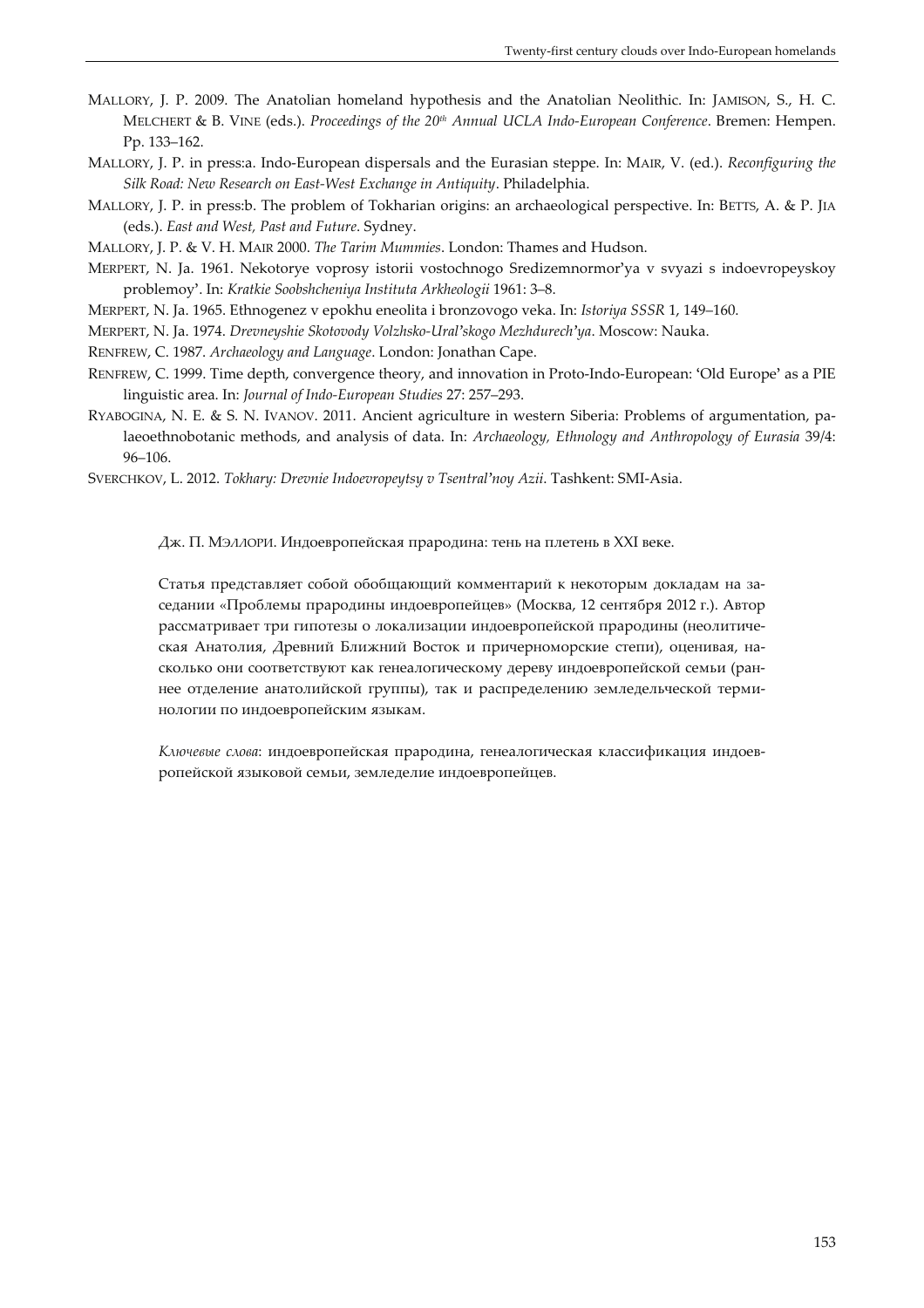MALLORY, J. P. 2009. The Anatolian homeland hypothesis and the Anatolian Neolithic. In: JAMISON, S., H. C. MELCHERT & B. VINE (eds.). *Proceedings of the 20th Annual UCLA Indo-European Conference*. Bremen: Hempen. Pp. 133–162.

MALLORY, J. P. in press:a. Indo-European dispersals and the Eurasian steppe. In: MAIR, V. (ed.). *Reconfiguring the Silk Road: New Research on East-West Exchange in Antiquity*. Philadelphia.

MALLORY, J. P. in press:b. The problem of Tokharian origins: an archaeological perspective. In: BETTS, A. & P. JIA (eds.). *East and West, Past and Future*. Sydney.

MALLORY, J. P. & V. H. MAIR 2000. *The Tarim Mummies*. London: Thames and Hudson.

MERPERT, N. Ja. 1961. Nekotorye voprosy istorii vostochnogo Sredizemnormor'ya v svyazi s indoevropeyskoy problemoy'. In: *Kratkie Soobshcheniya Instituta Arkheologii* 1961: 3–8.

MERPERT, N. Ja. 1965. Ethnogenez v epokhu eneolita i bronzovogo veka. In: *Istoriya SSSR* 1, 149–160.

MERPERT, N. Ja. 1974. *Drevneyshie Skotovody Volzhsko-Ural'skogo Mezhdurech'ya*. Moscow: Nauka.

RENFREW, C. 1987. *Archaeology and Language*. London: Jonathan Cape.

RENFREW, C. 1999. Time depth, convergence theory, and innovation in Proto-Indo-European: 'Old Europe' as a PIE linguistic area. In: *Journal of Indo-European Studies* 27: 257–293.

RYABOGINA, N. E. & S. N. IVANOV. 2011. Ancient agriculture in western Siberia: Problems of argumentation, palaeoethnobotanic methods, and analysis of data. In: *Archaeology, Ethnology and Anthropology of Eurasia* 39/4: 96–106.

SVERCHKOV, L. 2012. *Tokhary: Drevnie Indoevropeytsy v Tsentral'noy Azii*. Tashkent: SMI-Asia.

Дж. П. МЭЛЛОРИ. Индоевропейская прародина: тень на плетень в XXI веке.

Статья представляет собой обобщающий комментарий к некоторым докладам на заседании «Проблемы прародины индоевропейцев» (Москва, 12 сентября 2012 г.). Автор рассматривает три гипотезы о локализации индоевропейской прародины (неолитическая Анатолия, Древний Ближний Восток и причерноморские степи), оценивая, насколько они соответствуют как генеалогическому дереву индоевропейской семьи (раннее отделение анатолийской группы), так и распределению земледельческой терминологии по индоевропейским языкам.

*Ключевые слова*: индоевропейская прародина, генеалогическая классификация индоевропейской языковой семьи, земледелие индоевропейцев.